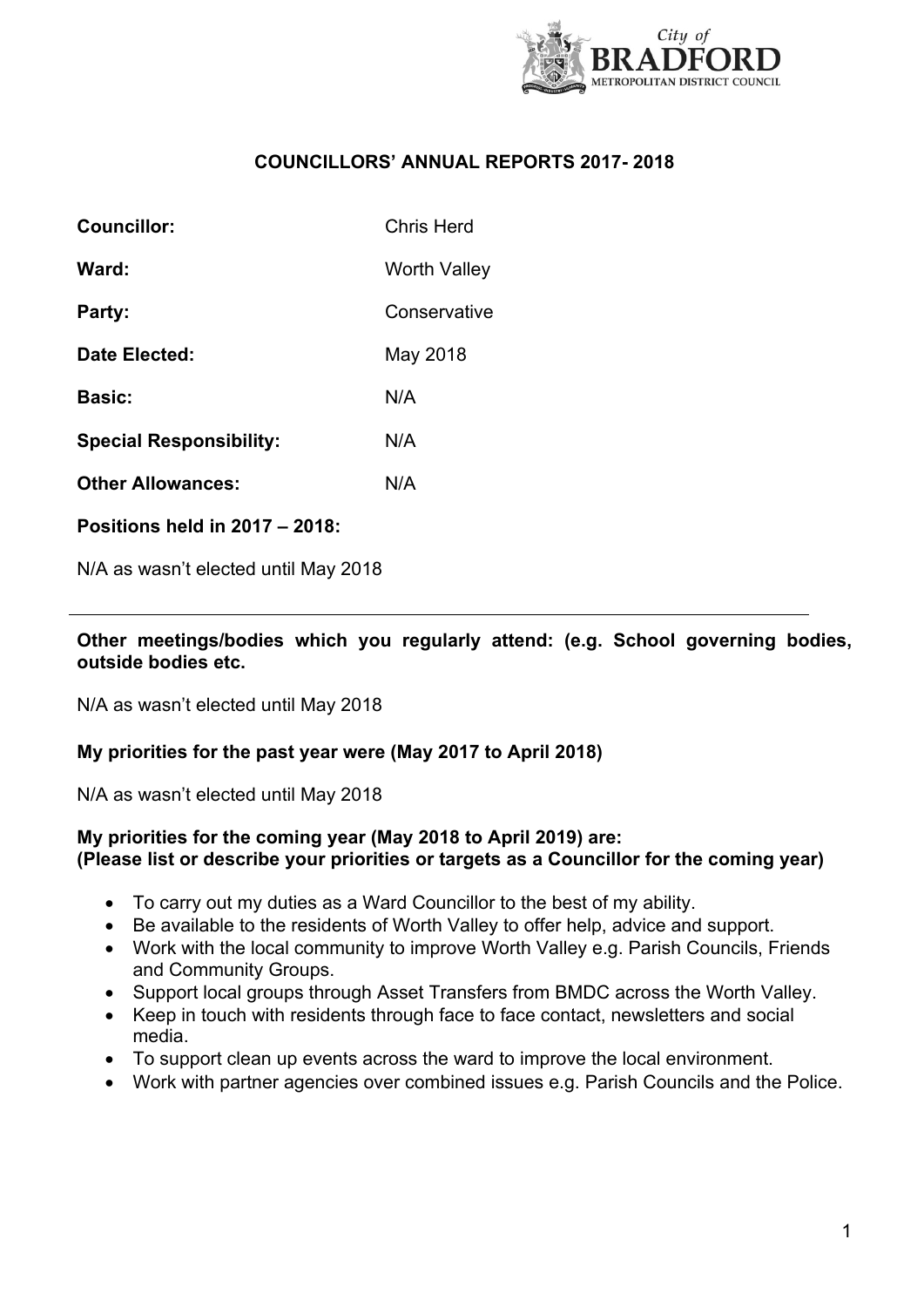# COUNCILLORS' ANNUAL REPORTS 2017- 2018

| | |
|---|---|
| **Councillor:** | Chris Herd |
| **Ward:** | Worth Valley |
| **Party:** | Conservative |
| **Date Elected:** | May 2018 |
| **Basic:** | N/A |
| **Special Responsibility:** | N/A |
| **Other Allowances:** | N/A |

**Positions held in 2017 – 2018:**

N/A as wasn't elected until May 2018

---

**Other meetings/bodies which you regularly attend: (e.g. School governing bodies, outside bodies etc.**

N/A as wasn't elected until May 2018

**My priorities for the past year were (May 2017 to April 2018)**

N/A as wasn't elected until May 2018

**My priorities for the coming year (May 2018 to April 2019) are:**
**(Please list or describe your priorities or targets as a Councillor for the coming year)**

- To carry out my duties as a Ward Councillor to the best of my ability.
- Be available to the residents of Worth Valley to offer help, advice and support.
- Work with the local community to improve Worth Valley e.g. Parish Councils, Friends and Community Groups.
- Support local groups through Asset Transfers from BMDC across the Worth Valley.
- Keep in touch with residents through face to face contact, newsletters and social media.
- To support clean up events across the ward to improve the local environment.
- Work with partner agencies over combined issues e.g. Parish Councils and the Police.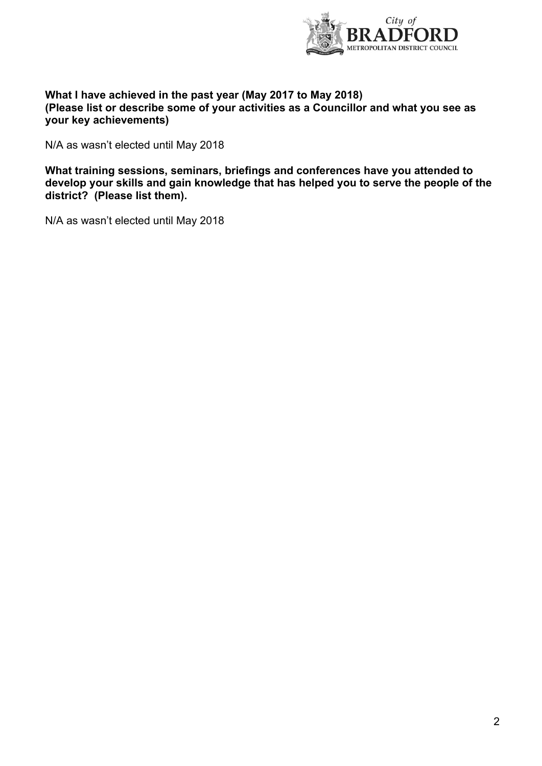**What I have achieved in the past year (May 2017 to May 2018)**
**(Please list or describe some of your activities as a Councillor and what you see as your key achievements)**

N/A as wasn't elected until May 2018

**What training sessions, seminars, briefings and conferences have you attended to develop your skills and gain knowledge that has helped you to serve the people of the district? (Please list them).**

N/A as wasn't elected until May 2018